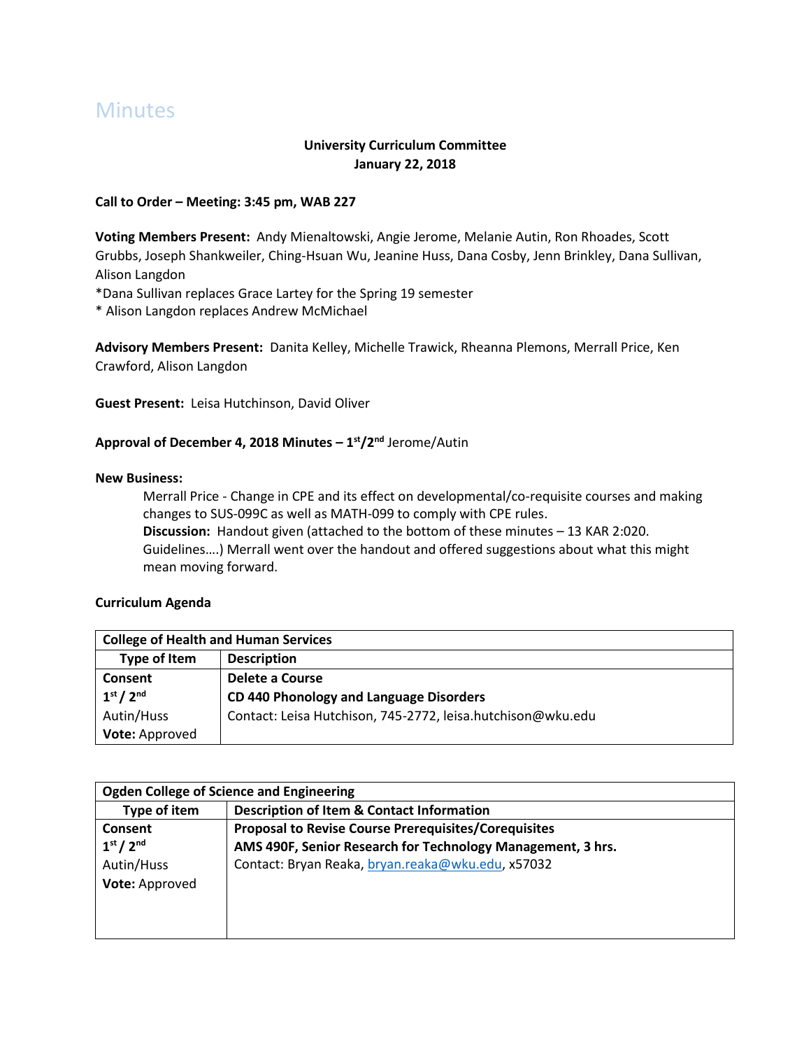# Minutes

**University Curriculum Committee**
**January 22, 2018**

**Call to Order – Meeting: 3:45 pm, WAB 227**

**Voting Members Present:** Andy Mienaltowski, Angie Jerome, Melanie Autin, Ron Rhoades, Scott Grubbs, Joseph Shankweiler, Ching-Hsuan Wu, Jeanine Huss, Dana Cosby, Jenn Brinkley, Dana Sullivan, Alison Langdon

*Dana Sullivan replaces Grace Lartey for the Spring 19 semester
* Alison Langdon replaces Andrew McMichael

**Advisory Members Present:** Danita Kelley, Michelle Trawick, Rheanna Plemons, Merrall Price, Ken Crawford, Alison Langdon

**Guest Present:** Leisa Hutchinson, David Oliver

**Approval of December 4, 2018 Minutes – 1st/2nd** Jerome/Autin

**New Business:**

Merrall Price - Change in CPE and its effect on developmental/co-requisite courses and making changes to SUS-099C as well as MATH-099 to comply with CPE rules.
**Discussion:** Handout given (attached to the bottom of these minutes – 13 KAR 2:020. Guidelines….) Merrall went over the handout and offered suggestions about what this might mean moving forward.

**Curriculum Agenda**

| **College of Health and Human Services** | |
|---|---|
| **Type of Item** | **Description** |
| **Consent**<br>**1st / 2nd**<br>Autin/Huss<br>**Vote:** Approved | **Delete a Course**<br>**CD 440 Phonology and Language Disorders**<br>Contact: Leisa Hutchison, 745-2772, leisa.hutchison@wku.edu |

| **Ogden College of Science and Engineering** | |
|---|---|
| **Type of item** | **Description of Item & Contact Information** |
| **Consent**<br>**1st / 2nd**<br>Autin/Huss<br>**Vote:** Approved | **Proposal to Revise Course Prerequisites/Corequisites**<br>**AMS 490F, Senior Research for Technology Management, 3 hrs.**<br>Contact: Bryan Reaka, bryan.reaka@wku.edu, x57032 |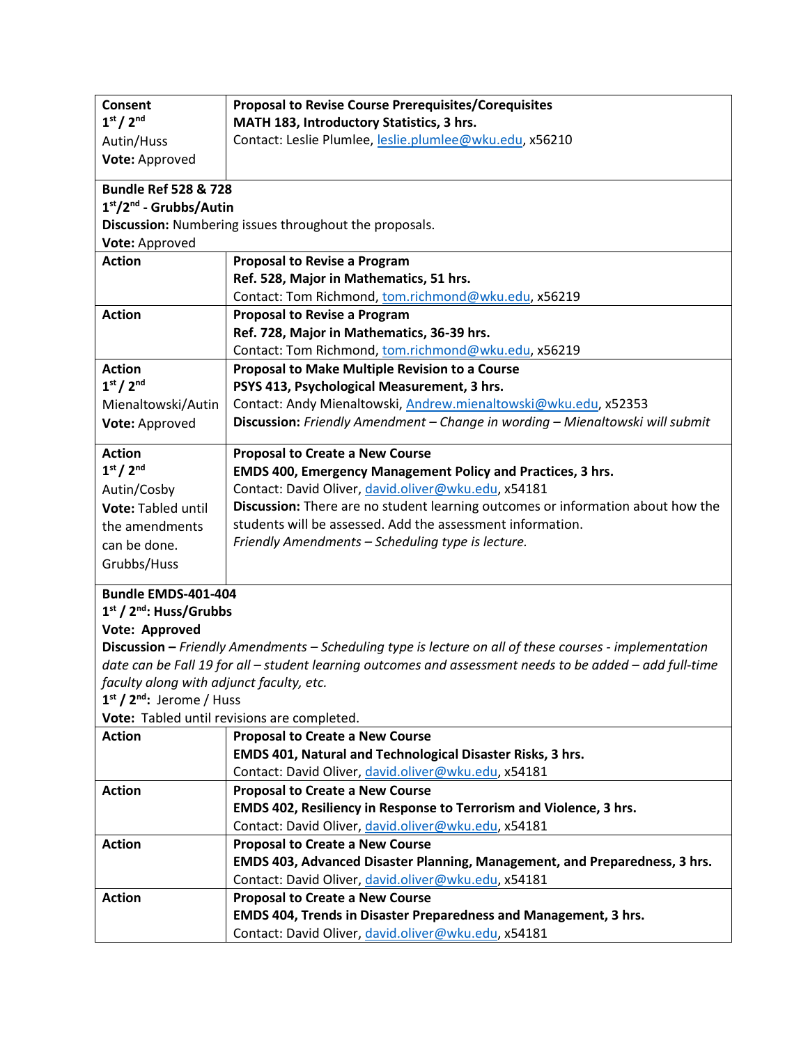| Consent<br>1st / 2nd<br>Autin/Huss<br>**Vote:** Approved | **Proposal to Revise Course Prerequisites/Corequisites**<br>**MATH 183, Introductory Statistics, 3 hrs.**<br>Contact: Leslie Plumlee, leslie.plumlee@wku.edu, x56210 |
|---|---|
| **Bundle Ref 528 & 728**<br>**1st/2nd - Grubbs/Autin**<br>**Discussion:** Numbering issues throughout the proposals.<br>**Vote:** Approved | |
| **Action** | **Proposal to Revise a Program**<br>**Ref. 528, Major in Mathematics, 51 hrs.**<br>Contact: Tom Richmond, tom.richmond@wku.edu, x56219 |
| **Action** | **Proposal to Revise a Program**<br>**Ref. 728, Major in Mathematics, 36-39 hrs.**<br>Contact: Tom Richmond, tom.richmond@wku.edu, x56219 |
| **Action**<br>**1st / 2nd**<br>Mienaltowski/Autin<br>**Vote:** Approved | **Proposal to Make Multiple Revision to a Course**<br>**PSYS 413, Psychological Measurement, 3 hrs.**<br>Contact: Andy Mienaltowski, Andrew.mienaltowski@wku.edu, x52353<br>**Discussion:** *Friendly Amendment – Change in wording – Mienaltowski will submit* |
| **Action**<br>**1st / 2nd**<br>Autin/Cosby<br>**Vote:** Tabled until the amendments can be done.<br>Grubbs/Huss | **Proposal to Create a New Course**<br>**EMDS 400, Emergency Management Policy and Practices, 3 hrs.**<br>Contact: David Oliver, david.oliver@wku.edu, x54181<br>**Discussion:** There are no student learning outcomes or information about how the students will be assessed. Add the assessment information.<br>*Friendly Amendments – Scheduling type is lecture.* |
| **Bundle EMDS-401-404**<br>**1st / 2nd: Huss/Grubbs**<br>**Vote: Approved**<br>**Discussion –** *Friendly Amendments – Scheduling type is lecture on all of these courses - implementation date can be Fall 19 for all – student learning outcomes and assessment needs to be added – add full-time faculty along with adjunct faculty, etc.*<br>**1st / 2nd:** Jerome / Huss<br>**Vote:** Tabled until revisions are completed. | |
| **Action** | **Proposal to Create a New Course**<br>**EMDS 401, Natural and Technological Disaster Risks, 3 hrs.**<br>Contact: David Oliver, david.oliver@wku.edu, x54181 |
| **Action** | **Proposal to Create a New Course**<br>**EMDS 402, Resiliency in Response to Terrorism and Violence, 3 hrs.**<br>Contact: David Oliver, david.oliver@wku.edu, x54181 |
| **Action** | **Proposal to Create a New Course**<br>**EMDS 403, Advanced Disaster Planning, Management, and Preparedness, 3 hrs.**<br>Contact: David Oliver, david.oliver@wku.edu, x54181 |
| **Action** | **Proposal to Create a New Course**<br>**EMDS 404, Trends in Disaster Preparedness and Management, 3 hrs.**<br>Contact: David Oliver, david.oliver@wku.edu, x54181 |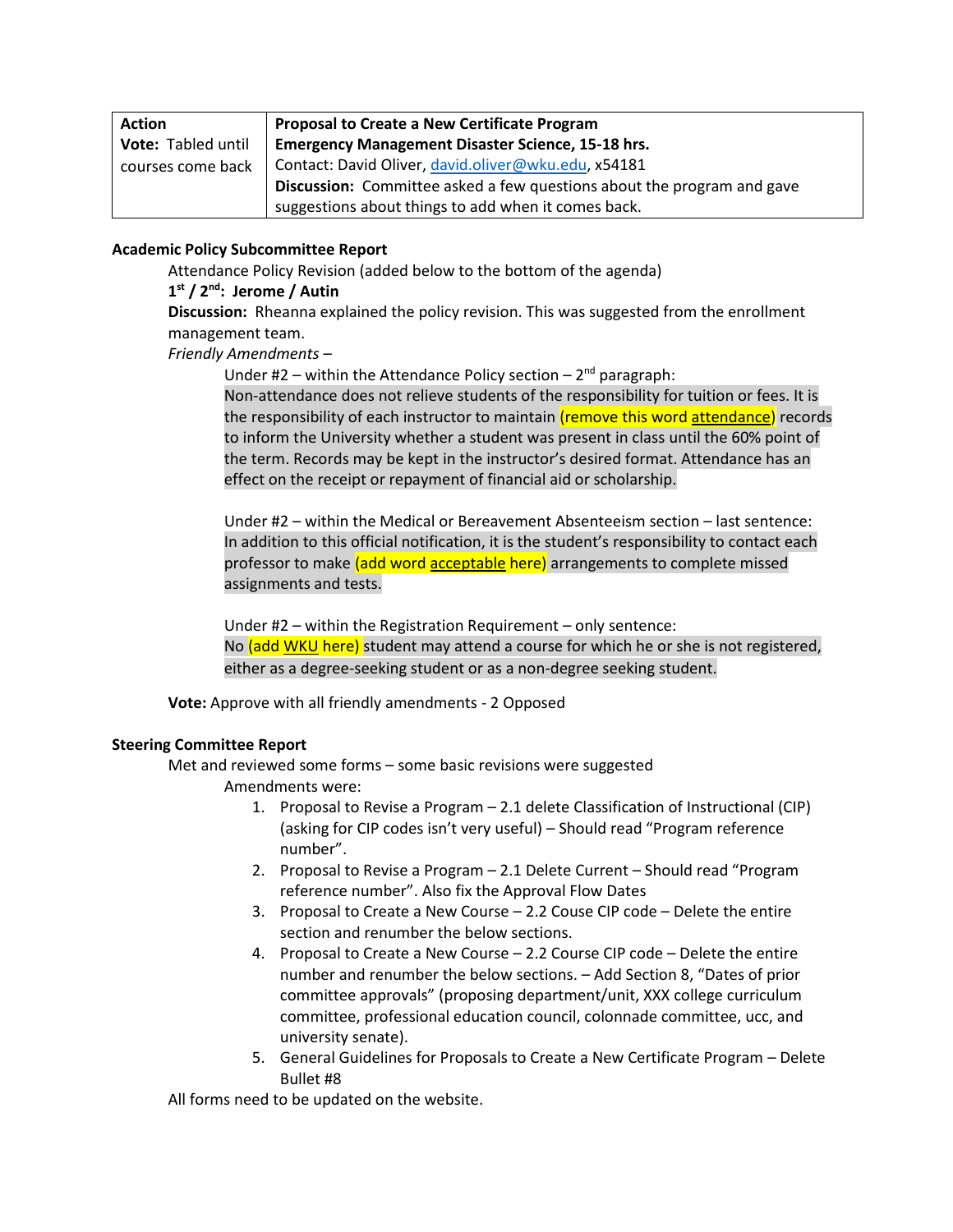| Action | Proposal to Create a New Certificate Program |
|---|---|
| **Vote:** Tabled until courses come back | **Emergency Management Disaster Science, 15-18 hrs.**<br>Contact: David Oliver, david.oliver@wku.edu, x54181<br>**Discussion:** Committee asked a few questions about the program and gave suggestions about things to add when it comes back. |

**Academic Policy Subcommittee Report**

Attendance Policy Revision (added below to the bottom of the agenda)

**1st / 2nd: Jerome / Autin**

**Discussion:** Rheanna explained the policy revision. This was suggested from the enrollment management team.

*Friendly Amendments –*

Under #2 – within the Attendance Policy section – 2nd paragraph:

Non-attendance does not relieve students of the responsibility for tuition or fees. It is the responsibility of each instructor to maintain (remove this word attendance) records to inform the University whether a student was present in class until the 60% point of the term. Records may be kept in the instructor's desired format. Attendance has an effect on the receipt or repayment of financial aid or scholarship.

Under #2 – within the Medical or Bereavement Absenteeism section – last sentence:

In addition to this official notification, it is the student's responsibility to contact each professor to make (add word acceptable here) arrangements to complete missed assignments and tests.

Under #2 – within the Registration Requirement – only sentence:

No (add WKU here) student may attend a course for which he or she is not registered, either as a degree-seeking student or as a non-degree seeking student.

**Vote:** Approve with all friendly amendments - 2 Opposed

**Steering Committee Report**

Met and reviewed some forms – some basic revisions were suggested

Amendments were:

1. Proposal to Revise a Program – 2.1 delete Classification of Instructional (CIP) (asking for CIP codes isn't very useful) – Should read "Program reference number".
2. Proposal to Revise a Program – 2.1 Delete Current – Should read "Program reference number". Also fix the Approval Flow Dates
3. Proposal to Create a New Course – 2.2 Couse CIP code – Delete the entire section and renumber the below sections.
4. Proposal to Create a New Course – 2.2 Course CIP code – Delete the entire number and renumber the below sections. – Add Section 8, "Dates of prior committee approvals" (proposing department/unit, XXX college curriculum committee, professional education council, colonnade committee, ucc, and university senate).
5. General Guidelines for Proposals to Create a New Certificate Program – Delete Bullet #8

All forms need to be updated on the website.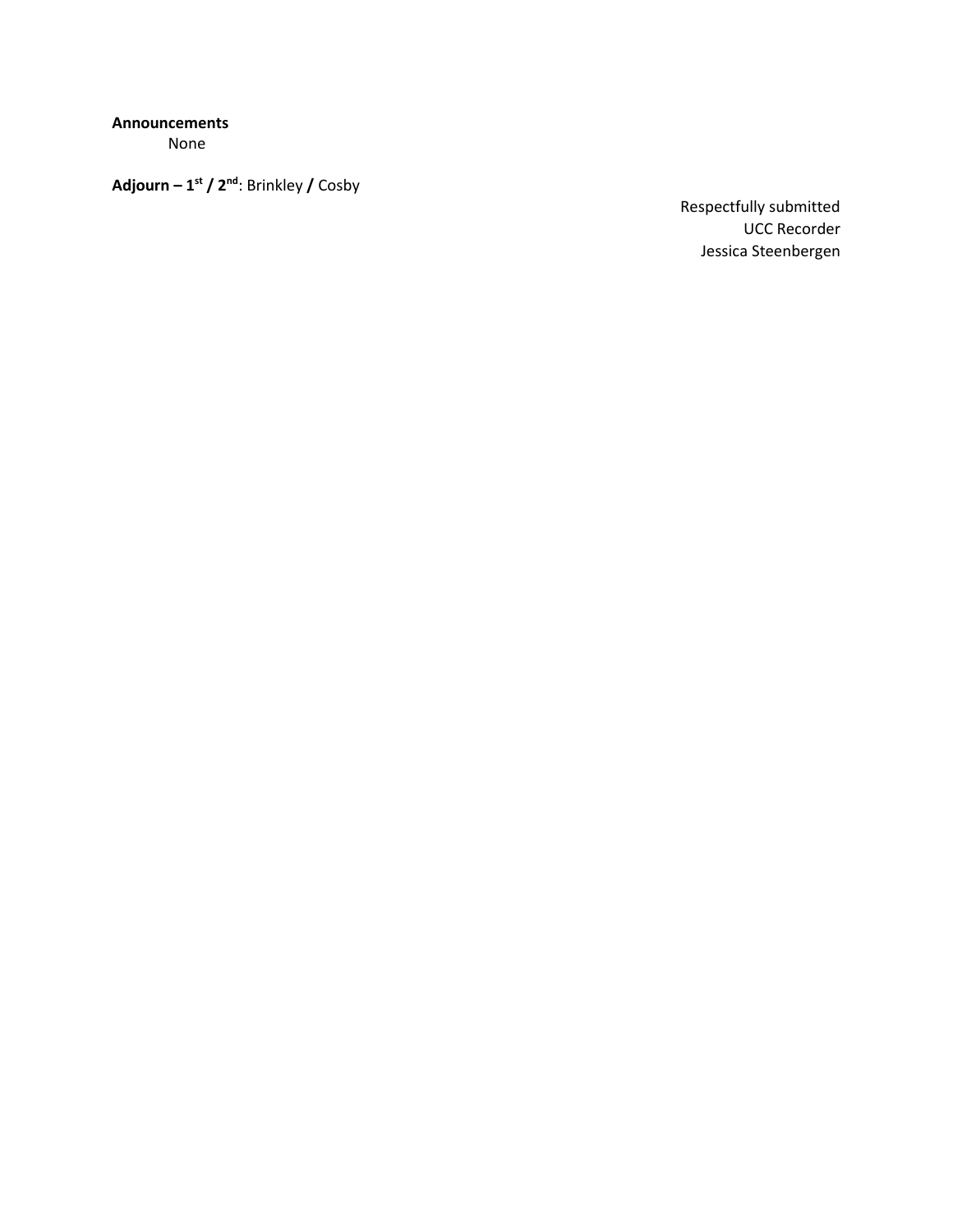**Announcements**

None

**Adjourn – 1st / 2nd**: Brinkley / Cosby

Respectfully submitted
UCC Recorder
Jessica Steenbergen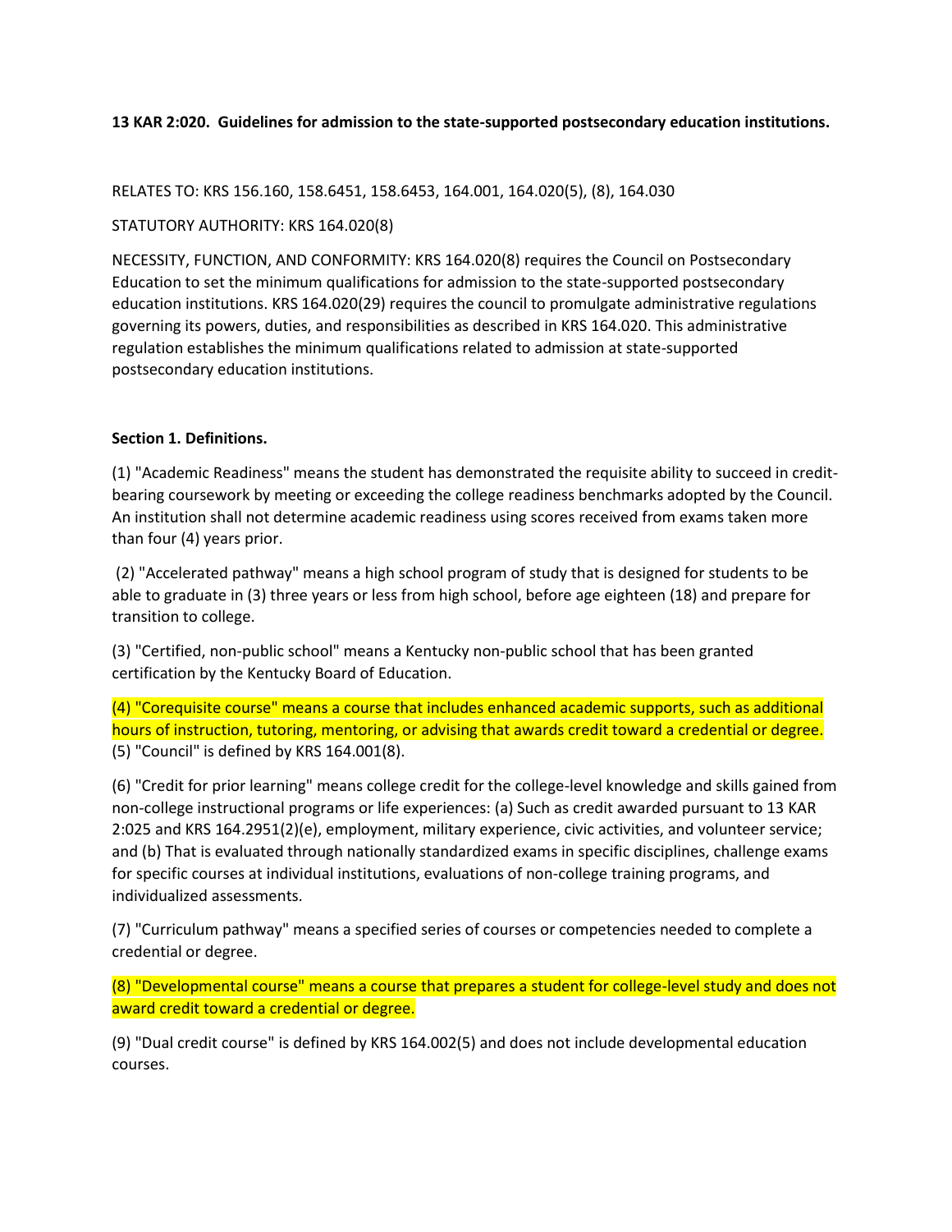**13 KAR 2:020. Guidelines for admission to the state-supported postsecondary education institutions.**

RELATES TO: KRS 156.160, 158.6451, 158.6453, 164.001, 164.020(5), (8), 164.030

STATUTORY AUTHORITY: KRS 164.020(8)

NECESSITY, FUNCTION, AND CONFORMITY: KRS 164.020(8) requires the Council on Postsecondary Education to set the minimum qualifications for admission to the state-supported postsecondary education institutions. KRS 164.020(29) requires the council to promulgate administrative regulations governing its powers, duties, and responsibilities as described in KRS 164.020. This administrative regulation establishes the minimum qualifications related to admission at state-supported postsecondary education institutions.

**Section 1. Definitions.**

(1) "Academic Readiness" means the student has demonstrated the requisite ability to succeed in credit-bearing coursework by meeting or exceeding the college readiness benchmarks adopted by the Council. An institution shall not determine academic readiness using scores received from exams taken more than four (4) years prior.

(2) "Accelerated pathway" means a high school program of study that is designed for students to be able to graduate in (3) three years or less from high school, before age eighteen (18) and prepare for transition to college.

(3) "Certified, non-public school" means a Kentucky non-public school that has been granted certification by the Kentucky Board of Education.

(4) "Corequisite course" means a course that includes enhanced academic supports, such as additional hours of instruction, tutoring, mentoring, or advising that awards credit toward a credential or degree.
(5) "Council" is defined by KRS 164.001(8).

(6) "Credit for prior learning" means college credit for the college-level knowledge and skills gained from non-college instructional programs or life experiences: (a) Such as credit awarded pursuant to 13 KAR 2:025 and KRS 164.2951(2)(e), employment, military experience, civic activities, and volunteer service; and (b) That is evaluated through nationally standardized exams in specific disciplines, challenge exams for specific courses at individual institutions, evaluations of non-college training programs, and individualized assessments.

(7) "Curriculum pathway" means a specified series of courses or competencies needed to complete a credential or degree.

(8) "Developmental course" means a course that prepares a student for college-level study and does not award credit toward a credential or degree.

(9) "Dual credit course" is defined by KRS 164.002(5) and does not include developmental education courses.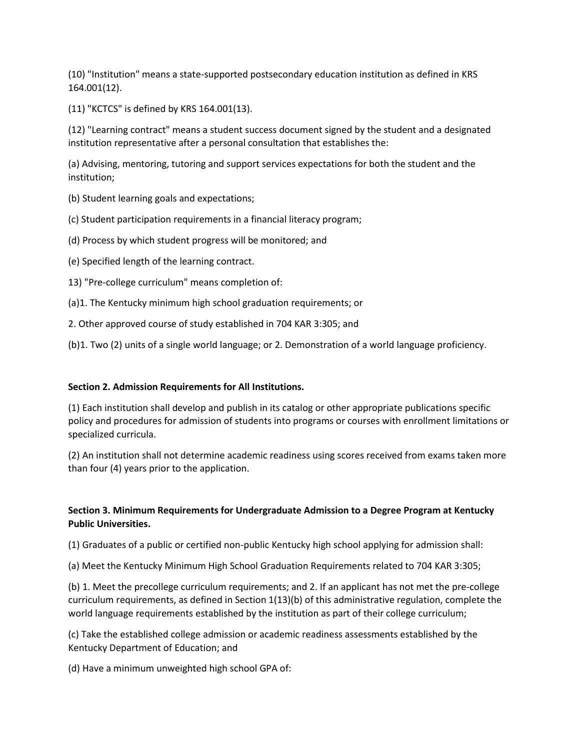(10) "Institution" means a state-supported postsecondary education institution as defined in KRS 164.001(12).

(11) "KCTCS" is defined by KRS 164.001(13).

(12) "Learning contract" means a student success document signed by the student and a designated institution representative after a personal consultation that establishes the:

(a) Advising, mentoring, tutoring and support services expectations for both the student and the institution;

(b) Student learning goals and expectations;

(c) Student participation requirements in a financial literacy program;

(d) Process by which student progress will be monitored; and

(e) Specified length of the learning contract.

13) "Pre-college curriculum" means completion of:

(a)1. The Kentucky minimum high school graduation requirements; or

2. Other approved course of study established in 704 KAR 3:305; and

(b)1. Two (2) units of a single world language; or 2. Demonstration of a world language proficiency.

**Section 2. Admission Requirements for All Institutions.**

(1) Each institution shall develop and publish in its catalog or other appropriate publications specific policy and procedures for admission of students into programs or courses with enrollment limitations or specialized curricula.

(2) An institution shall not determine academic readiness using scores received from exams taken more than four (4) years prior to the application.

**Section 3. Minimum Requirements for Undergraduate Admission to a Degree Program at Kentucky Public Universities.**

(1) Graduates of a public or certified non-public Kentucky high school applying for admission shall:

(a) Meet the Kentucky Minimum High School Graduation Requirements related to 704 KAR 3:305;

(b) 1. Meet the precollege curriculum requirements; and 2. If an applicant has not met the pre-college curriculum requirements, as defined in Section 1(13)(b) of this administrative regulation, complete the world language requirements established by the institution as part of their college curriculum;

(c) Take the established college admission or academic readiness assessments established by the Kentucky Department of Education; and

(d) Have a minimum unweighted high school GPA of: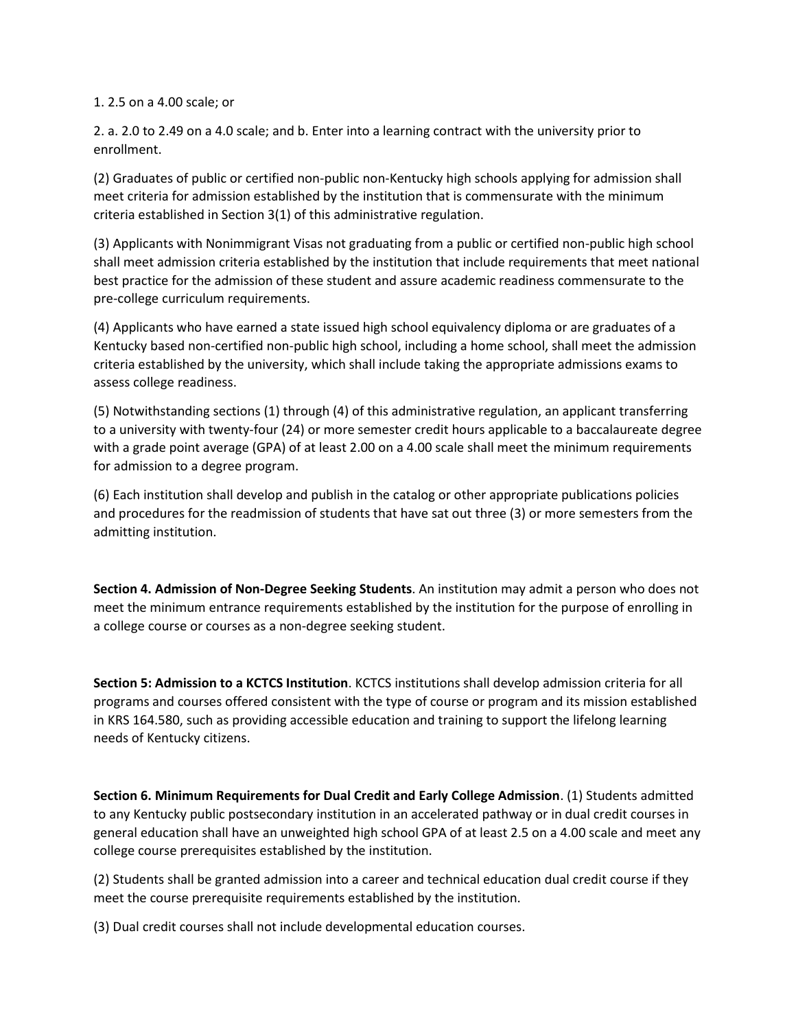1. 2.5 on a 4.00 scale; or

2. a. 2.0 to 2.49 on a 4.0 scale; and b. Enter into a learning contract with the university prior to enrollment.

(2) Graduates of public or certified non-public non-Kentucky high schools applying for admission shall meet criteria for admission established by the institution that is commensurate with the minimum criteria established in Section 3(1) of this administrative regulation.

(3) Applicants with Nonimmigrant Visas not graduating from a public or certified non-public high school shall meet admission criteria established by the institution that include requirements that meet national best practice for the admission of these student and assure academic readiness commensurate to the pre-college curriculum requirements.

(4) Applicants who have earned a state issued high school equivalency diploma or are graduates of a Kentucky based non-certified non-public high school, including a home school, shall meet the admission criteria established by the university, which shall include taking the appropriate admissions exams to assess college readiness.

(5) Notwithstanding sections (1) through (4) of this administrative regulation, an applicant transferring to a university with twenty-four (24) or more semester credit hours applicable to a baccalaureate degree with a grade point average (GPA) of at least 2.00 on a 4.00 scale shall meet the minimum requirements for admission to a degree program.

(6) Each institution shall develop and publish in the catalog or other appropriate publications policies and procedures for the readmission of students that have sat out three (3) or more semesters from the admitting institution.

**Section 4. Admission of Non-Degree Seeking Students**. An institution may admit a person who does not meet the minimum entrance requirements established by the institution for the purpose of enrolling in a college course or courses as a non-degree seeking student.

**Section 5: Admission to a KCTCS Institution**. KCTCS institutions shall develop admission criteria for all programs and courses offered consistent with the type of course or program and its mission established in KRS 164.580, such as providing accessible education and training to support the lifelong learning needs of Kentucky citizens.

**Section 6. Minimum Requirements for Dual Credit and Early College Admission**. (1) Students admitted to any Kentucky public postsecondary institution in an accelerated pathway or in dual credit courses in general education shall have an unweighted high school GPA of at least 2.5 on a 4.00 scale and meet any college course prerequisites established by the institution.

(2) Students shall be granted admission into a career and technical education dual credit course if they meet the course prerequisite requirements established by the institution.

(3) Dual credit courses shall not include developmental education courses.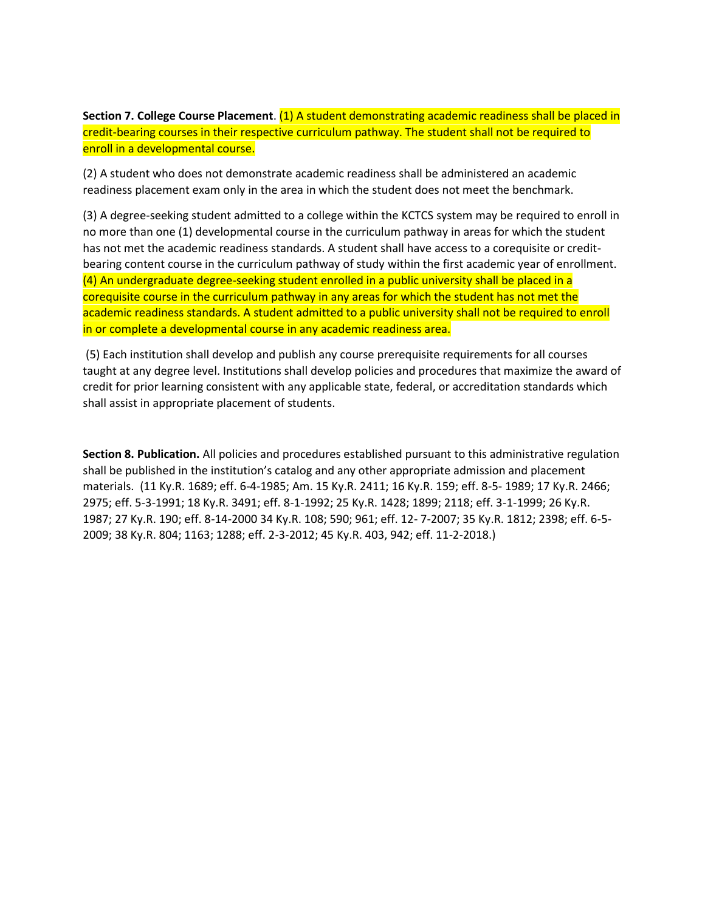**Section 7. College Course Placement**. (1) A student demonstrating academic readiness shall be placed in credit-bearing courses in their respective curriculum pathway. The student shall not be required to enroll in a developmental course.

(2) A student who does not demonstrate academic readiness shall be administered an academic readiness placement exam only in the area in which the student does not meet the benchmark.

(3) A degree-seeking student admitted to a college within the KCTCS system may be required to enroll in no more than one (1) developmental course in the curriculum pathway in areas for which the student has not met the academic readiness standards. A student shall have access to a corequisite or credit-bearing content course in the curriculum pathway of study within the first academic year of enrollment. (4) An undergraduate degree-seeking student enrolled in a public university shall be placed in a corequisite course in the curriculum pathway in any areas for which the student has not met the academic readiness standards. A student admitted to a public university shall not be required to enroll in or complete a developmental course in any academic readiness area.

(5) Each institution shall develop and publish any course prerequisite requirements for all courses taught at any degree level. Institutions shall develop policies and procedures that maximize the award of credit for prior learning consistent with any applicable state, federal, or accreditation standards which shall assist in appropriate placement of students.

**Section 8. Publication.** All policies and procedures established pursuant to this administrative regulation shall be published in the institution's catalog and any other appropriate admission and placement materials. (11 Ky.R. 1689; eff. 6-4-1985; Am. 15 Ky.R. 2411; 16 Ky.R. 159; eff. 8-5- 1989; 17 Ky.R. 2466; 2975; eff. 5-3-1991; 18 Ky.R. 3491; eff. 8-1-1992; 25 Ky.R. 1428; 1899; 2118; eff. 3-1-1999; 26 Ky.R. 1987; 27 Ky.R. 190; eff. 8-14-2000 34 Ky.R. 108; 590; 961; eff. 12- 7-2007; 35 Ky.R. 1812; 2398; eff. 6-5-2009; 38 Ky.R. 804; 1163; 1288; eff. 2-3-2012; 45 Ky.R. 403, 942; eff. 11-2-2018.)